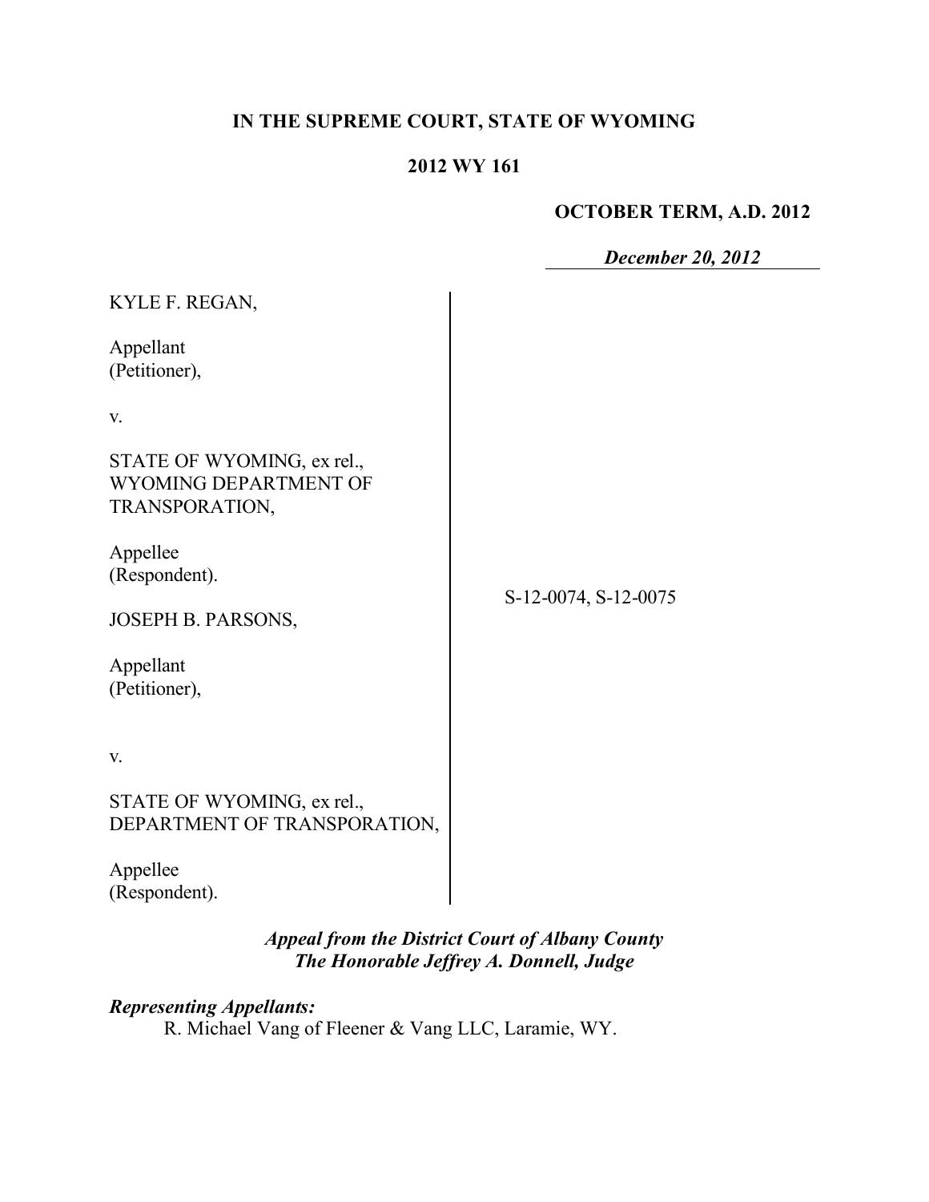**IN THE SUPREME COURT, STATE OF WYOMING**

**2012 WY 161**

**OCTOBER TERM, A.D. 2012**

***December 20, 2012***

KYLE F. REGAN,

Appellant
(Petitioner),

v.

STATE OF WYOMING, ex rel.,
WYOMING DEPARTMENT OF
TRANSPORATION,

Appellee
(Respondent).

JOSEPH B. PARSONS,

Appellant
(Petitioner),

v.

STATE OF WYOMING, ex rel.,
DEPARTMENT OF TRANSPORATION,

Appellee
(Respondent).

S-12-0074, S-12-0075

***Appeal from the District Court of Albany County***
***The Honorable Jeffrey A. Donnell, Judge***

***Representing Appellants:***
R. Michael Vang of Fleener & Vang LLC, Laramie, WY.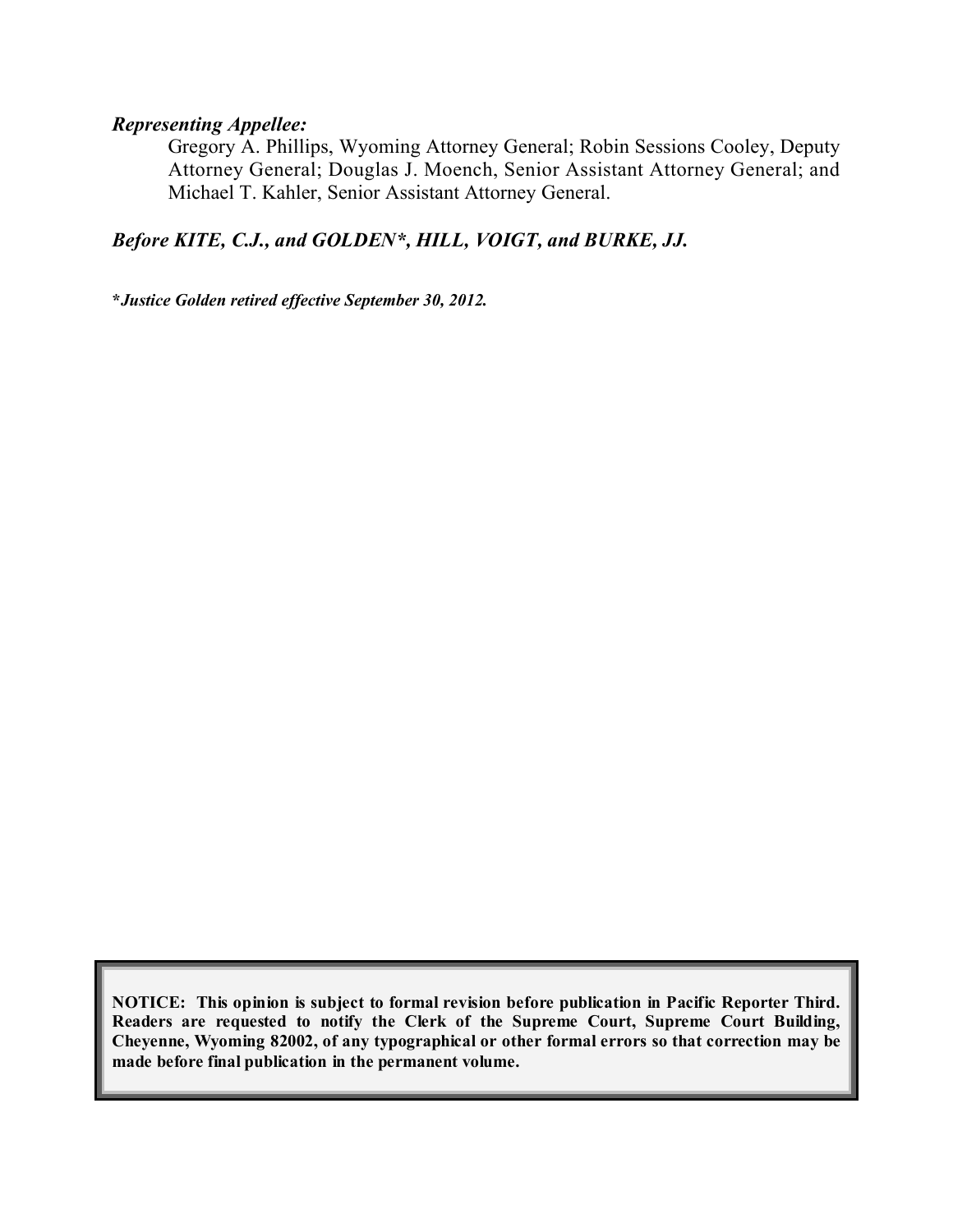***Representing Appellee:***

Gregory A. Phillips, Wyoming Attorney General; Robin Sessions Cooley, Deputy Attorney General; Douglas J. Moench, Senior Assistant Attorney General; and Michael T. Kahler, Senior Assistant Attorney General.

***Before KITE, C.J., and GOLDEN*, HILL, VOIGT, and BURKE, JJ.***

***\*Justice Golden retired effective September 30, 2012.***

**NOTICE: This opinion is subject to formal revision before publication in Pacific Reporter Third. Readers are requested to notify the Clerk of the Supreme Court, Supreme Court Building, Cheyenne, Wyoming 82002, of any typographical or other formal errors so that correction may be made before final publication in the permanent volume.**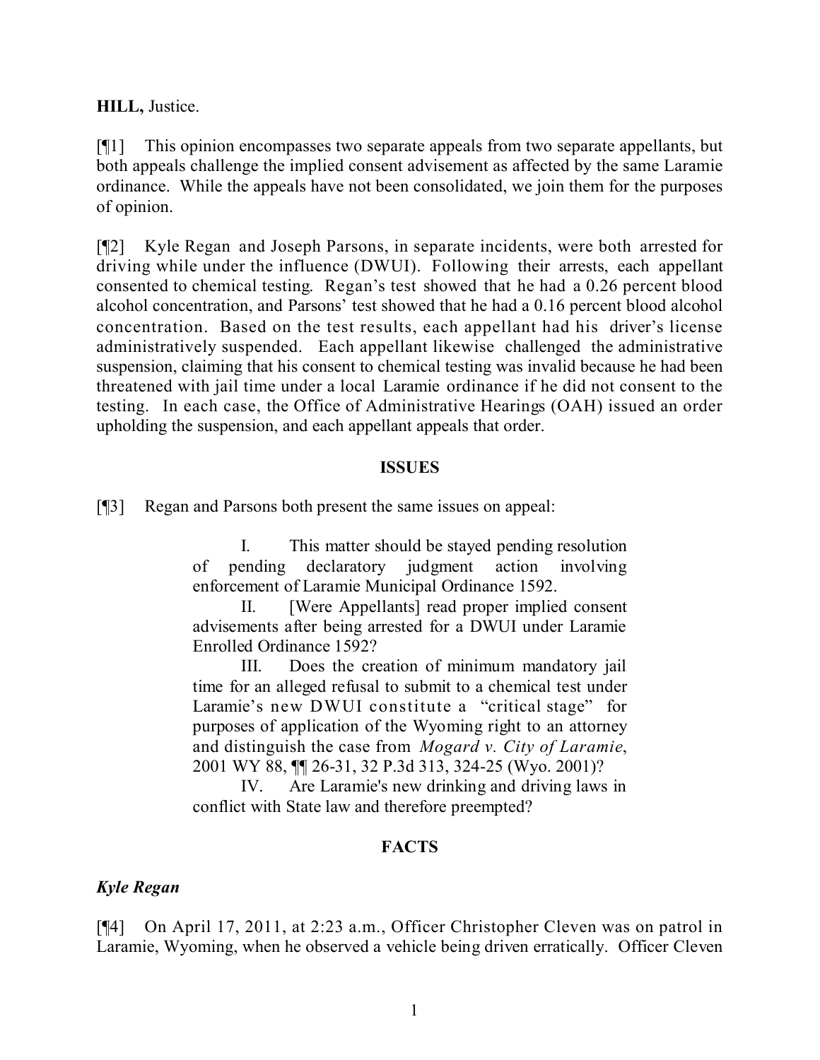**HILL,** Justice.

[¶1] This opinion encompasses two separate appeals from two separate appellants, but both appeals challenge the implied consent advisement as affected by the same Laramie ordinance. While the appeals have not been consolidated, we join them for the purposes of opinion.

[¶2] Kyle Regan and Joseph Parsons, in separate incidents, were both arrested for driving while under the influence (DWUI). Following their arrests, each appellant consented to chemical testing. Regan's test showed that he had a 0.26 percent blood alcohol concentration, and Parsons' test showed that he had a 0.16 percent blood alcohol concentration. Based on the test results, each appellant had his driver's license administratively suspended. Each appellant likewise challenged the administrative suspension, claiming that his consent to chemical testing was invalid because he had been threatened with jail time under a local Laramie ordinance if he did not consent to the testing. In each case, the Office of Administrative Hearings (OAH) issued an order upholding the suspension, and each appellant appeals that order.

## ISSUES

[¶3] Regan and Parsons both present the same issues on appeal:

> I. This matter should be stayed pending resolution of pending declaratory judgment action involving enforcement of Laramie Municipal Ordinance 1592.
>
> II. [Were Appellants] read proper implied consent advisements after being arrested for a DWUI under Laramie Enrolled Ordinance 1592?
>
> III. Does the creation of minimum mandatory jail time for an alleged refusal to submit to a chemical test under Laramie's new DWUI constitute a "critical stage" for purposes of application of the Wyoming right to an attorney and distinguish the case from *Mogard v. City of Laramie*, 2001 WY 88, ¶¶ 26-31, 32 P.3d 313, 324-25 (Wyo. 2001)?
>
> IV. Are Laramie's new drinking and driving laws in conflict with State law and therefore preempted?

## FACTS

### *Kyle Regan*

[¶4] On April 17, 2011, at 2:23 a.m., Officer Christopher Cleven was on patrol in Laramie, Wyoming, when he observed a vehicle being driven erratically. Officer Cleven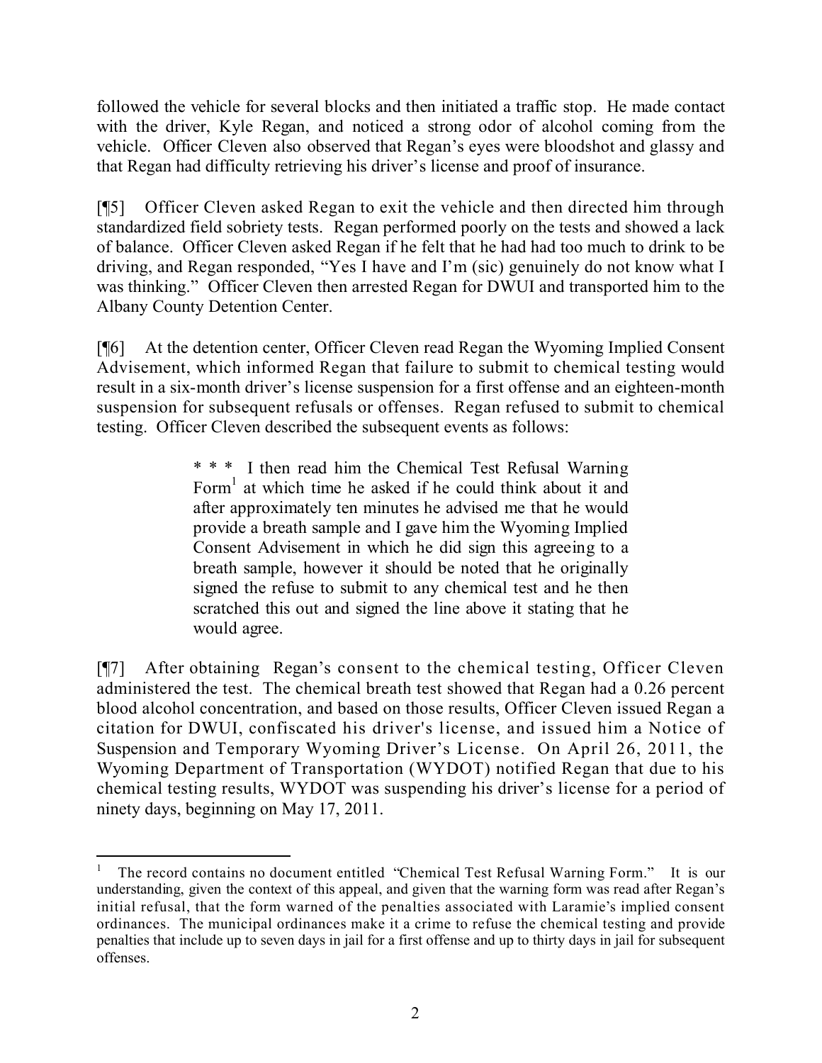followed the vehicle for several blocks and then initiated a traffic stop. He made contact with the driver, Kyle Regan, and noticed a strong odor of alcohol coming from the vehicle. Officer Cleven also observed that Regan's eyes were bloodshot and glassy and that Regan had difficulty retrieving his driver's license and proof of insurance.

[¶5] Officer Cleven asked Regan to exit the vehicle and then directed him through standardized field sobriety tests. Regan performed poorly on the tests and showed a lack of balance. Officer Cleven asked Regan if he felt that he had had too much to drink to be driving, and Regan responded, "Yes I have and I'm (sic) genuinely do not know what I was thinking." Officer Cleven then arrested Regan for DWUI and transported him to the Albany County Detention Center.

[¶6] At the detention center, Officer Cleven read Regan the Wyoming Implied Consent Advisement, which informed Regan that failure to submit to chemical testing would result in a six-month driver's license suspension for a first offense and an eighteen-month suspension for subsequent refusals or offenses. Regan refused to submit to chemical testing. Officer Cleven described the subsequent events as follows:

> * * * I then read him the Chemical Test Refusal Warning Form[1] at which time he asked if he could think about it and after approximately ten minutes he advised me that he would provide a breath sample and I gave him the Wyoming Implied Consent Advisement in which he did sign this agreeing to a breath sample, however it should be noted that he originally signed the refuse to submit to any chemical test and he then scratched this out and signed the line above it stating that he would agree.

[¶7] After obtaining Regan's consent to the chemical testing, Officer Cleven administered the test. The chemical breath test showed that Regan had a 0.26 percent blood alcohol concentration, and based on those results, Officer Cleven issued Regan a citation for DWUI, confiscated his driver's license, and issued him a Notice of Suspension and Temporary Wyoming Driver's License. On April 26, 2011, the Wyoming Department of Transportation (WYDOT) notified Regan that due to his chemical testing results, WYDOT was suspending his driver's license for a period of ninety days, beginning on May 17, 2011.

---

[1] The record contains no document entitled "Chemical Test Refusal Warning Form." It is our understanding, given the context of this appeal, and given that the warning form was read after Regan's initial refusal, that the form warned of the penalties associated with Laramie's implied consent ordinances. The municipal ordinances make it a crime to refuse the chemical testing and provide penalties that include up to seven days in jail for a first offense and up to thirty days in jail for subsequent offenses.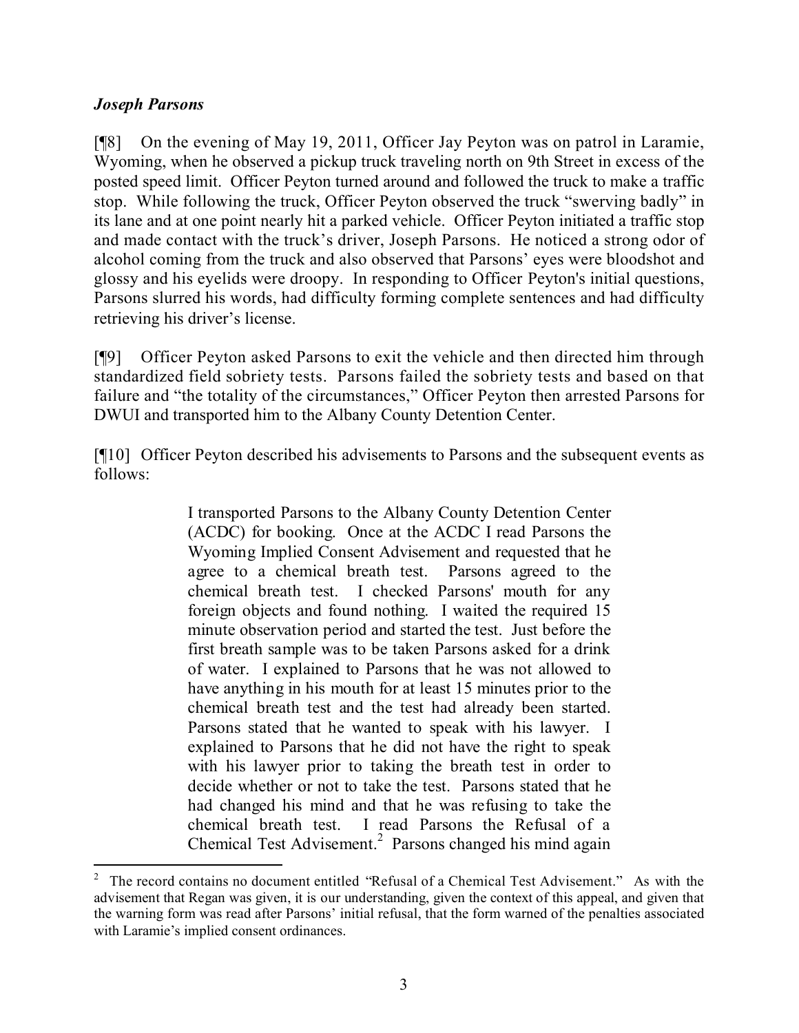### *Joseph Parsons*

[¶8] On the evening of May 19, 2011, Officer Jay Peyton was on patrol in Laramie, Wyoming, when he observed a pickup truck traveling north on 9th Street in excess of the posted speed limit. Officer Peyton turned around and followed the truck to make a traffic stop. While following the truck, Officer Peyton observed the truck "swerving badly" in its lane and at one point nearly hit a parked vehicle. Officer Peyton initiated a traffic stop and made contact with the truck's driver, Joseph Parsons. He noticed a strong odor of alcohol coming from the truck and also observed that Parsons' eyes were bloodshot and glossy and his eyelids were droopy. In responding to Officer Peyton's initial questions, Parsons slurred his words, had difficulty forming complete sentences and had difficulty retrieving his driver's license.

[¶9] Officer Peyton asked Parsons to exit the vehicle and then directed him through standardized field sobriety tests. Parsons failed the sobriety tests and based on that failure and "the totality of the circumstances," Officer Peyton then arrested Parsons for DWUI and transported him to the Albany County Detention Center.

[¶10] Officer Peyton described his advisements to Parsons and the subsequent events as follows:

> I transported Parsons to the Albany County Detention Center (ACDC) for booking. Once at the ACDC I read Parsons the Wyoming Implied Consent Advisement and requested that he agree to a chemical breath test. Parsons agreed to the chemical breath test. I checked Parsons' mouth for any foreign objects and found nothing. I waited the required 15 minute observation period and started the test. Just before the first breath sample was to be taken Parsons asked for a drink of water. I explained to Parsons that he was not allowed to have anything in his mouth for at least 15 minutes prior to the chemical breath test and the test had already been started. Parsons stated that he wanted to speak with his lawyer. I explained to Parsons that he did not have the right to speak with his lawyer prior to taking the breath test in order to decide whether or not to take the test. Parsons stated that he had changed his mind and that he was refusing to take the chemical breath test. I read Parsons the Refusal of a Chemical Test Advisement.[2] Parsons changed his mind again

[2] The record contains no document entitled "Refusal of a Chemical Test Advisement." As with the advisement that Regan was given, it is our understanding, given the context of this appeal, and given that the warning form was read after Parsons' initial refusal, that the form warned of the penalties associated with Laramie's implied consent ordinances.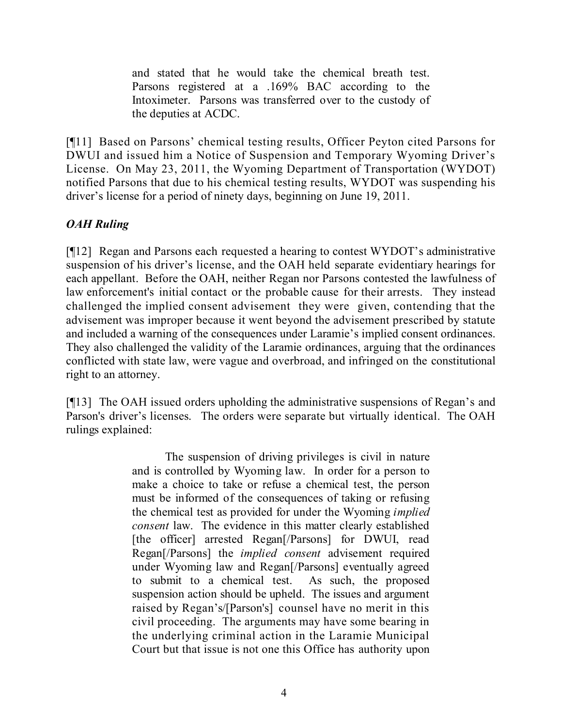> and stated that he would take the chemical breath test. Parsons registered at a .169% BAC according to the Intoximeter. Parsons was transferred over to the custody of the deputies at ACDC.

[¶11] Based on Parsons' chemical testing results, Officer Peyton cited Parsons for DWUI and issued him a Notice of Suspension and Temporary Wyoming Driver's License. On May 23, 2011, the Wyoming Department of Transportation (WYDOT) notified Parsons that due to his chemical testing results, WYDOT was suspending his driver's license for a period of ninety days, beginning on June 19, 2011.

### *OAH Ruling*

[¶12] Regan and Parsons each requested a hearing to contest WYDOT's administrative suspension of his driver's license, and the OAH held separate evidentiary hearings for each appellant. Before the OAH, neither Regan nor Parsons contested the lawfulness of law enforcement's initial contact or the probable cause for their arrests. They instead challenged the implied consent advisement they were given, contending that the advisement was improper because it went beyond the advisement prescribed by statute and included a warning of the consequences under Laramie's implied consent ordinances. They also challenged the validity of the Laramie ordinances, arguing that the ordinances conflicted with state law, were vague and overbroad, and infringed on the constitutional right to an attorney.

[¶13] The OAH issued orders upholding the administrative suspensions of Regan's and Parson's driver's licenses. The orders were separate but virtually identical. The OAH rulings explained:

> The suspension of driving privileges is civil in nature and is controlled by Wyoming law. In order for a person to make a choice to take or refuse a chemical test, the person must be informed of the consequences of taking or refusing the chemical test as provided for under the Wyoming *implied consent* law. The evidence in this matter clearly established [the officer] arrested Regan[/Parsons] for DWUI, read Regan[/Parsons] the *implied consent* advisement required under Wyoming law and Regan[/Parsons] eventually agreed to submit to a chemical test. As such, the proposed suspension action should be upheld. The issues and argument raised by Regan's/[Parson's] counsel have no merit in this civil proceeding. The arguments may have some bearing in the underlying criminal action in the Laramie Municipal Court but that issue is not one this Office has authority upon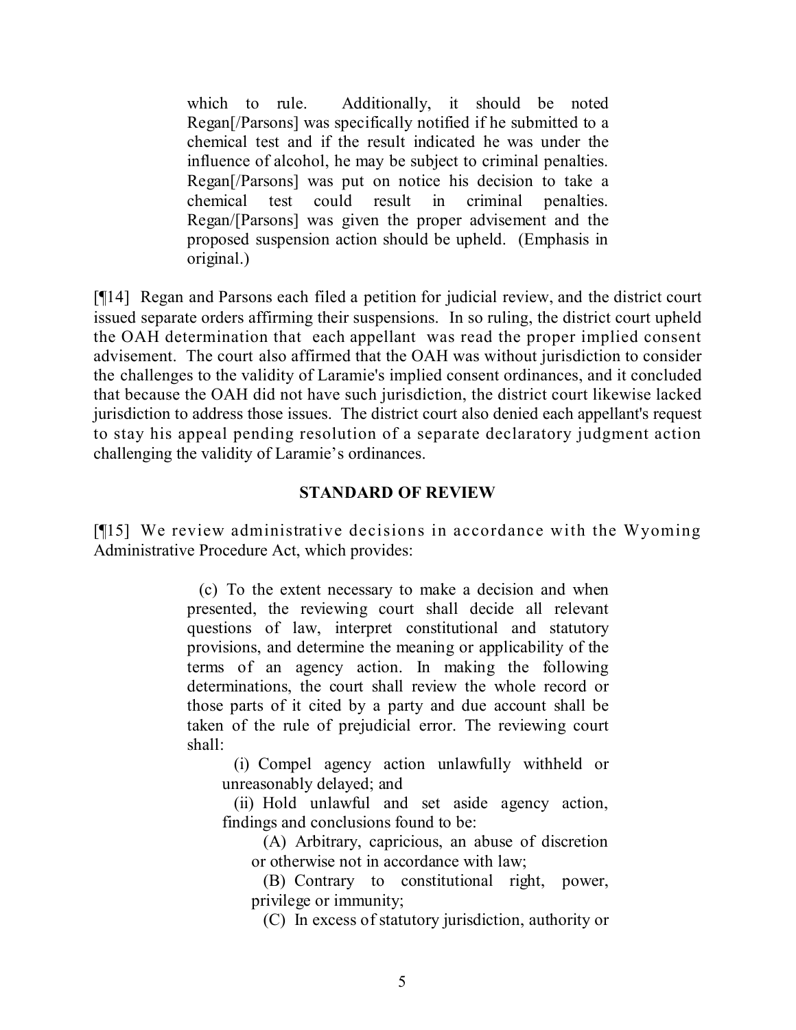> which to rule. Additionally, it should be noted Regan[/Parsons] was specifically notified if he submitted to a chemical test and if the result indicated he was under the influence of alcohol, he may be subject to criminal penalties. Regan[/Parsons] was put on notice his decision to take a chemical test could result in criminal penalties. Regan/[Parsons] was given the proper advisement and the proposed suspension action should be upheld. (Emphasis in original.)

[¶14] Regan and Parsons each filed a petition for judicial review, and the district court issued separate orders affirming their suspensions. In so ruling, the district court upheld the OAH determination that each appellant was read the proper implied consent advisement. The court also affirmed that the OAH was without jurisdiction to consider the challenges to the validity of Laramie's implied consent ordinances, and it concluded that because the OAH did not have such jurisdiction, the district court likewise lacked jurisdiction to address those issues. The district court also denied each appellant's request to stay his appeal pending resolution of a separate declaratory judgment action challenging the validity of Laramie's ordinances.

## STANDARD OF REVIEW

[¶15] We review administrative decisions in accordance with the Wyoming Administrative Procedure Act, which provides:

> (c) To the extent necessary to make a decision and when presented, the reviewing court shall decide all relevant questions of law, interpret constitutional and statutory provisions, and determine the meaning or applicability of the terms of an agency action. In making the following determinations, the court shall review the whole record or those parts of it cited by a party and due account shall be taken of the rule of prejudicial error. The reviewing court shall:
>
> (i) Compel agency action unlawfully withheld or unreasonably delayed; and
>
> (ii) Hold unlawful and set aside agency action, findings and conclusions found to be:
>
> (A) Arbitrary, capricious, an abuse of discretion or otherwise not in accordance with law;
>
> (B) Contrary to constitutional right, power, privilege or immunity;
>
> (C) In excess of statutory jurisdiction, authority or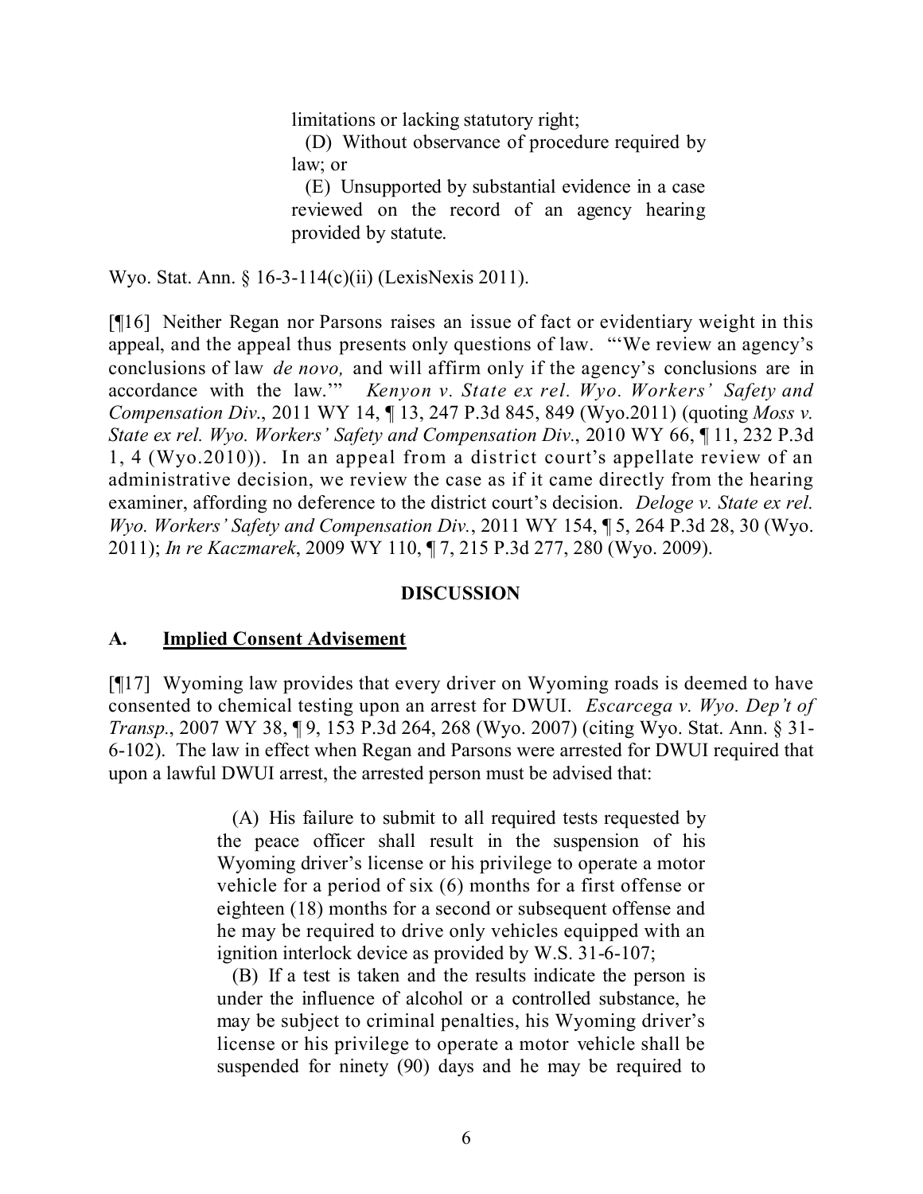> limitations or lacking statutory right;
>
> (D) Without observance of procedure required by law; or
>
> (E) Unsupported by substantial evidence in a case reviewed on the record of an agency hearing provided by statute.

Wyo. Stat. Ann. § 16-3-114(c)(ii) (LexisNexis 2011).

[¶16] Neither Regan nor Parsons raises an issue of fact or evidentiary weight in this appeal, and the appeal thus presents only questions of law. "'We review an agency's conclusions of law *de novo,* and will affirm only if the agency's conclusions are in accordance with the law.'" *Kenyon v. State ex rel. Wyo. Workers' Safety and Compensation Div.*, 2011 WY 14, ¶ 13, 247 P.3d 845, 849 (Wyo.2011) (quoting *Moss v. State ex rel. Wyo. Workers' Safety and Compensation Div.*, 2010 WY 66, ¶ 11, 232 P.3d 1, 4 (Wyo.2010)). In an appeal from a district court's appellate review of an administrative decision, we review the case as if it came directly from the hearing examiner, affording no deference to the district court's decision. *Deloge v. State ex rel. Wyo. Workers' Safety and Compensation Div.*, 2011 WY 154, ¶ 5, 264 P.3d 28, 30 (Wyo. 2011); *In re Kaczmarek*, 2009 WY 110, ¶ 7, 215 P.3d 277, 280 (Wyo. 2009).

## DISCUSSION

### A. Implied Consent Advisement

[¶17] Wyoming law provides that every driver on Wyoming roads is deemed to have consented to chemical testing upon an arrest for DWUI. *Escarcega v. Wyo. Dep't of Transp.*, 2007 WY 38, ¶ 9, 153 P.3d 264, 268 (Wyo. 2007) (citing Wyo. Stat. Ann. § 31-6-102). The law in effect when Regan and Parsons were arrested for DWUI required that upon a lawful DWUI arrest, the arrested person must be advised that:

> (A) His failure to submit to all required tests requested by the peace officer shall result in the suspension of his Wyoming driver's license or his privilege to operate a motor vehicle for a period of six (6) months for a first offense or eighteen (18) months for a second or subsequent offense and he may be required to drive only vehicles equipped with an ignition interlock device as provided by W.S. 31-6-107;
>
> (B) If a test is taken and the results indicate the person is under the influence of alcohol or a controlled substance, he may be subject to criminal penalties, his Wyoming driver's license or his privilege to operate a motor vehicle shall be suspended for ninety (90) days and he may be required to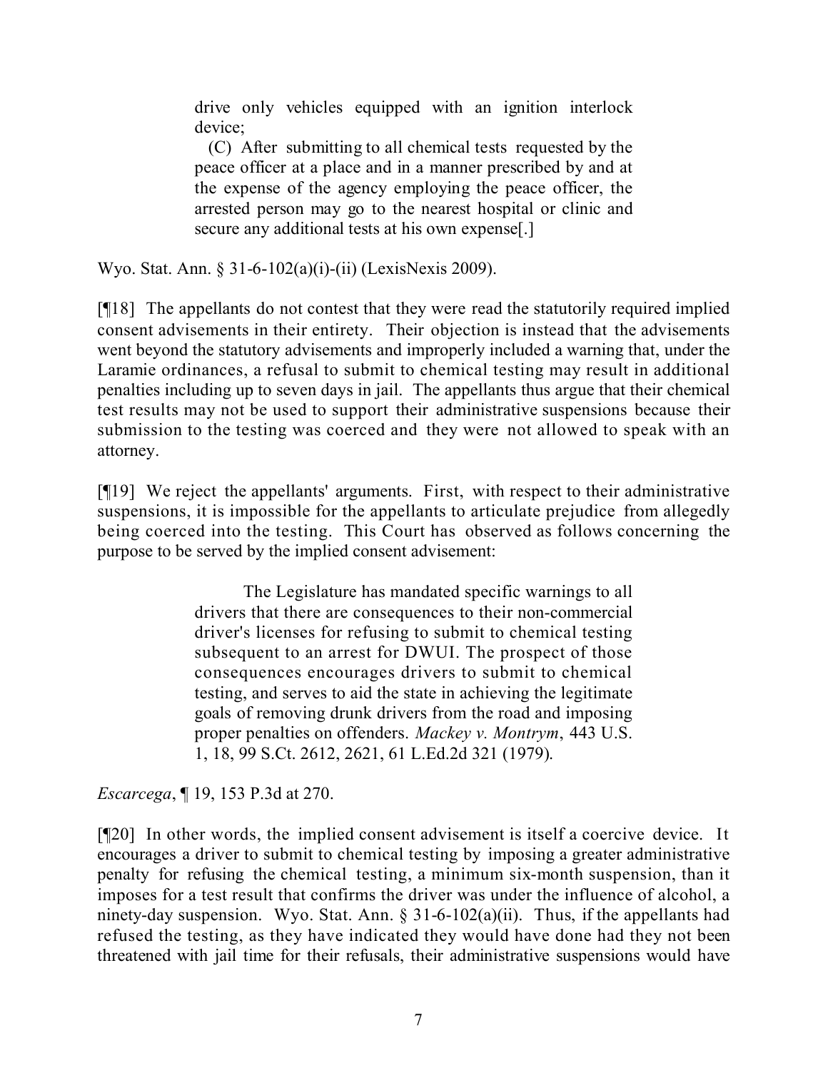> drive only vehicles equipped with an ignition interlock device;
>
> (C) After submitting to all chemical tests requested by the peace officer at a place and in a manner prescribed by and at the expense of the agency employing the peace officer, the arrested person may go to the nearest hospital or clinic and secure any additional tests at his own expense[.]

Wyo. Stat. Ann. § 31-6-102(a)(i)-(ii) (LexisNexis 2009).

[¶18] The appellants do not contest that they were read the statutorily required implied consent advisements in their entirety. Their objection is instead that the advisements went beyond the statutory advisements and improperly included a warning that, under the Laramie ordinances, a refusal to submit to chemical testing may result in additional penalties including up to seven days in jail. The appellants thus argue that their chemical test results may not be used to support their administrative suspensions because their submission to the testing was coerced and they were not allowed to speak with an attorney.

[¶19] We reject the appellants' arguments. First, with respect to their administrative suspensions, it is impossible for the appellants to articulate prejudice from allegedly being coerced into the testing. This Court has observed as follows concerning the purpose to be served by the implied consent advisement:

> The Legislature has mandated specific warnings to all drivers that there are consequences to their non-commercial driver's licenses for refusing to submit to chemical testing subsequent to an arrest for DWUI. The prospect of those consequences encourages drivers to submit to chemical testing, and serves to aid the state in achieving the legitimate goals of removing drunk drivers from the road and imposing proper penalties on offenders. *Mackey v. Montrym*, 443 U.S. 1, 18, 99 S.Ct. 2612, 2621, 61 L.Ed.2d 321 (1979).

*Escarcega*, ¶ 19, 153 P.3d at 270.

[¶20] In other words, the implied consent advisement is itself a coercive device. It encourages a driver to submit to chemical testing by imposing a greater administrative penalty for refusing the chemical testing, a minimum six-month suspension, than it imposes for a test result that confirms the driver was under the influence of alcohol, a ninety-day suspension. Wyo. Stat. Ann. § 31-6-102(a)(ii). Thus, if the appellants had refused the testing, as they have indicated they would have done had they not been threatened with jail time for their refusals, their administrative suspensions would have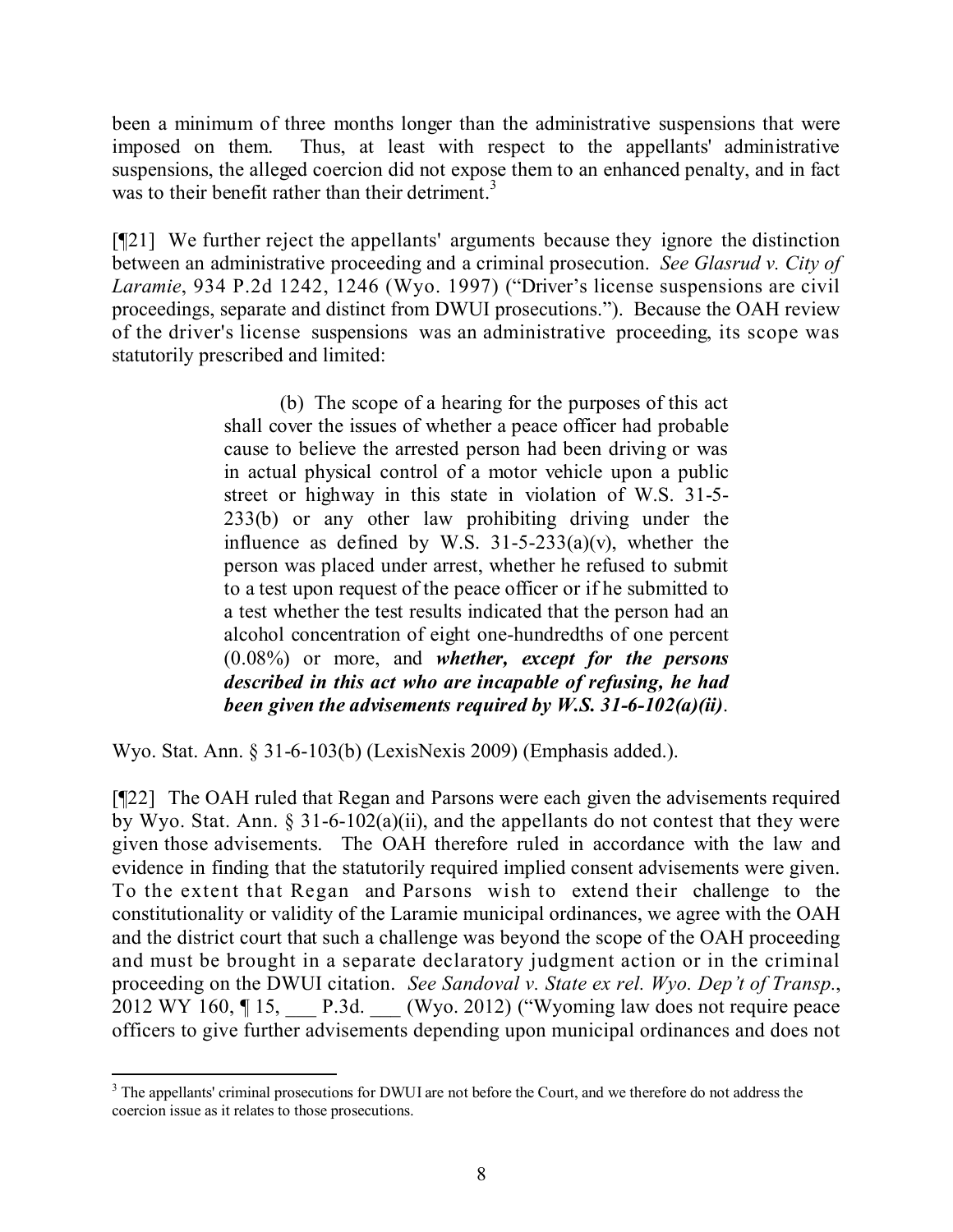been a minimum of three months longer than the administrative suspensions that were imposed on them. Thus, at least with respect to the appellants' administrative suspensions, the alleged coercion did not expose them to an enhanced penalty, and in fact was to their benefit rather than their detriment.[3]

[¶21] We further reject the appellants' arguments because they ignore the distinction between an administrative proceeding and a criminal prosecution. *See Glasrud v. City of Laramie*, 934 P.2d 1242, 1246 (Wyo. 1997) ("Driver's license suspensions are civil proceedings, separate and distinct from DWUI prosecutions."). Because the OAH review of the driver's license suspensions was an administrative proceeding, its scope was statutorily prescribed and limited:

> (b) The scope of a hearing for the purposes of this act shall cover the issues of whether a peace officer had probable cause to believe the arrested person had been driving or was in actual physical control of a motor vehicle upon a public street or highway in this state in violation of W.S. 31-5-233(b) or any other law prohibiting driving under the influence as defined by W.S. 31-5-233(a)(v), whether the person was placed under arrest, whether he refused to submit to a test upon request of the peace officer or if he submitted to a test whether the test results indicated that the person had an alcohol concentration of eight one-hundredths of one percent (0.08%) or more, and ***whether, except for the persons described in this act who are incapable of refusing, he had been given the advisements required by W.S. 31-6-102(a)(ii)***.

Wyo. Stat. Ann. § 31-6-103(b) (LexisNexis 2009) (Emphasis added.).

[¶22] The OAH ruled that Regan and Parsons were each given the advisements required by Wyo. Stat. Ann. § 31-6-102(a)(ii), and the appellants do not contest that they were given those advisements. The OAH therefore ruled in accordance with the law and evidence in finding that the statutorily required implied consent advisements were given. To the extent that Regan and Parsons wish to extend their challenge to the constitutionality or validity of the Laramie municipal ordinances, we agree with the OAH and the district court that such a challenge was beyond the scope of the OAH proceeding and must be brought in a separate declaratory judgment action or in the criminal proceeding on the DWUI citation. *See Sandoval v. State ex rel. Wyo. Dep't of Transp.*, 2012 WY 160, ¶ 15, ___ P.3d. ___ (Wyo. 2012) ("Wyoming law does not require peace officers to give further advisements depending upon municipal ordinances and does not

---

[3] The appellants' criminal prosecutions for DWUI are not before the Court, and we therefore do not address the coercion issue as it relates to those prosecutions.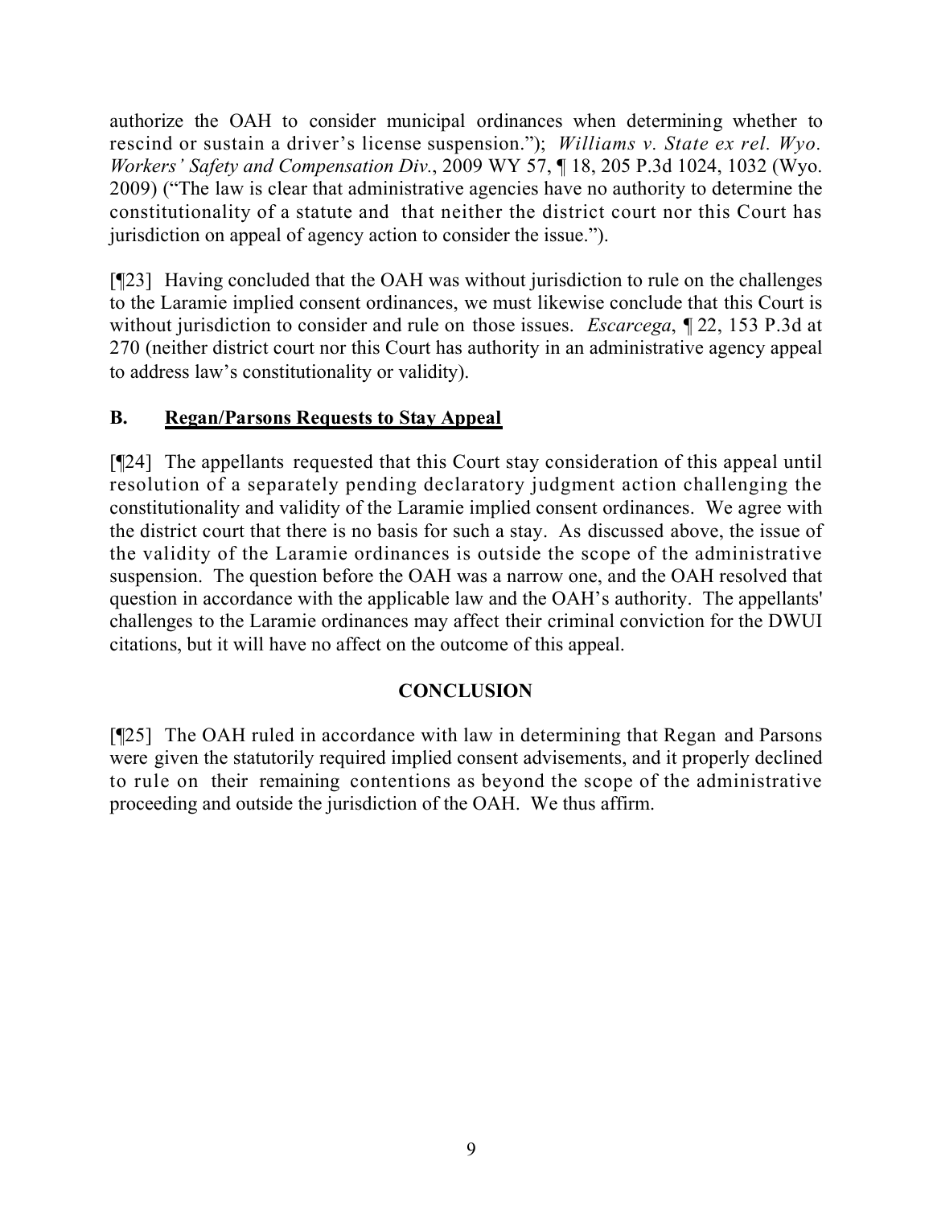authorize the OAH to consider municipal ordinances when determining whether to rescind or sustain a driver's license suspension."); *Williams v. State ex rel. Wyo. Workers' Safety and Compensation Div.*, 2009 WY 57, ¶ 18, 205 P.3d 1024, 1032 (Wyo. 2009) ("The law is clear that administrative agencies have no authority to determine the constitutionality of a statute and that neither the district court nor this Court has jurisdiction on appeal of agency action to consider the issue.").

[¶23] Having concluded that the OAH was without jurisdiction to rule on the challenges to the Laramie implied consent ordinances, we must likewise conclude that this Court is without jurisdiction to consider and rule on those issues. *Escarcega*, ¶ 22, 153 P.3d at 270 (neither district court nor this Court has authority in an administrative agency appeal to address law's constitutionality or validity).

### B. <u>Regan/Parsons Requests to Stay Appeal</u>

[¶24] The appellants requested that this Court stay consideration of this appeal until resolution of a separately pending declaratory judgment action challenging the constitutionality and validity of the Laramie implied consent ordinances. We agree with the district court that there is no basis for such a stay. As discussed above, the issue of the validity of the Laramie ordinances is outside the scope of the administrative suspension. The question before the OAH was a narrow one, and the OAH resolved that question in accordance with the applicable law and the OAH's authority. The appellants' challenges to the Laramie ordinances may affect their criminal conviction for the DWUI citations, but it will have no affect on the outcome of this appeal.

## CONCLUSION

[¶25] The OAH ruled in accordance with law in determining that Regan and Parsons were given the statutorily required implied consent advisements, and it properly declined to rule on their remaining contentions as beyond the scope of the administrative proceeding and outside the jurisdiction of the OAH. We thus affirm.